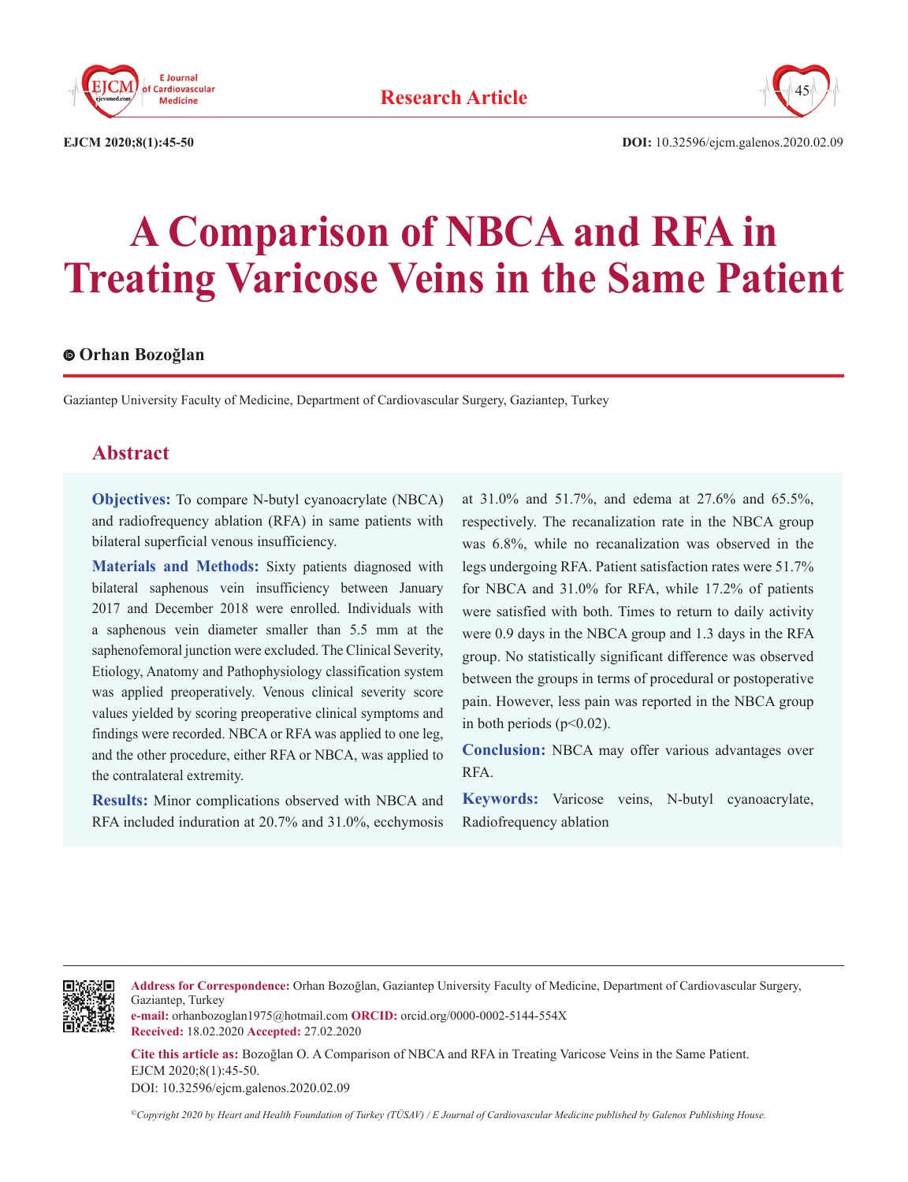**Research Article**

**EJCM 2020;8(1):45-50** **DOI:** 10.32596/ejcm.galenos.2020.02.09

# A Comparison of NBCA and RFA in Treating Varicose Veins in the Same Patient

**Orhan Bozoğlan**

Gaziantep University Faculty of Medicine, Department of Cardiovascular Surgery, Gaziantep, Turkey

## Abstract

**Objectives:** To compare N-butyl cyanoacrylate (NBCA) and radiofrequency ablation (RFA) in same patients with bilateral superficial venous insufficiency.

**Materials and Methods:** Sixty patients diagnosed with bilateral saphenous vein insufficiency between January 2017 and December 2018 were enrolled. Individuals with a saphenous vein diameter smaller than 5.5 mm at the saphenofemoral junction were excluded. The Clinical Severity, Etiology, Anatomy and Pathophysiology classification system was applied preoperatively. Venous clinical severity score values yielded by scoring preoperative clinical symptoms and findings were recorded. NBCA or RFA was applied to one leg, and the other procedure, either RFA or NBCA, was applied to the contralateral extremity.

**Results:** Minor complications observed with NBCA and RFA included induration at 20.7% and 31.0%, ecchymosis at 31.0% and 51.7%, and edema at 27.6% and 65.5%, respectively. The recanalization rate in the NBCA group was 6.8%, while no recanalization was observed in the legs undergoing RFA. Patient satisfaction rates were 51.7% for NBCA and 31.0% for RFA, while 17.2% of patients were satisfied with both. Times to return to daily activity were 0.9 days in the NBCA group and 1.3 days in the RFA group. No statistically significant difference was observed between the groups in terms of procedural or postoperative pain. However, less pain was reported in the NBCA group in both periods ($p<0.02$).

**Conclusion:** NBCA may offer various advantages over RFA.

**Keywords:** Varicose veins, N-butyl cyanoacrylate, Radiofrequency ablation

---

**Address for Correspondence:** Orhan Bozoğlan, Gaziantep University Faculty of Medicine, Department of Cardiovascular Surgery, Gaziantep, Turkey
**e-mail:** orhanbozoglan1975@hotmail.com **ORCID:** orcid.org/0000-0002-5144-554X
**Received:** 18.02.2020 **Accepted:** 27.02.2020

**Cite this article as:** Bozoğlan O. A Comparison of NBCA and RFA in Treating Varicose Veins in the Same Patient. EJCM 2020;8(1):45-50.
DOI: 10.32596/ejcm.galenos.2020.02.09

*©Copyright 2020 by Heart and Health Foundation of Turkey (TÜSAV) / E Journal of Cardiovascular Medicine published by Galenos Publishing House.*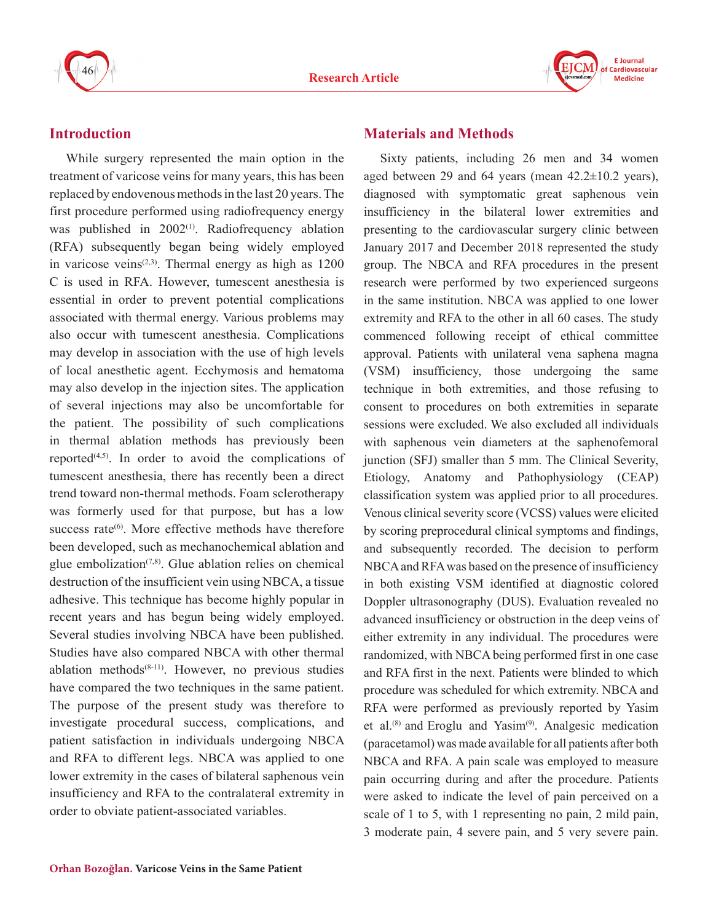## Introduction

While surgery represented the main option in the treatment of varicose veins for many years, this has been replaced by endovenous methods in the last 20 years. The first procedure performed using radiofrequency energy was published in 2002[1]. Radiofrequency ablation (RFA) subsequently began being widely employed in varicose veins[2,3]. Thermal energy as high as 1200 C is used in RFA. However, tumescent anesthesia is essential in order to prevent potential complications associated with thermal energy. Various problems may also occur with tumescent anesthesia. Complications may develop in association with the use of high levels of local anesthetic agent. Ecchymosis and hematoma may also develop in the injection sites. The application of several injections may also be uncomfortable for the patient. The possibility of such complications in thermal ablation methods has previously been reported[4,5]. In order to avoid the complications of tumescent anesthesia, there has recently been a direct trend toward non-thermal methods. Foam sclerotherapy was formerly used for that purpose, but has a low success rate[6]. More effective methods have therefore been developed, such as mechanochemical ablation and glue embolization[7,8]. Glue ablation relies on chemical destruction of the insufficient vein using NBCA, a tissue adhesive. This technique has become highly popular in recent years and has begun being widely employed. Several studies involving NBCA have been published. Studies have also compared NBCA with other thermal ablation methods[8-11]. However, no previous studies have compared the two techniques in the same patient. The purpose of the present study was therefore to investigate procedural success, complications, and patient satisfaction in individuals undergoing NBCA and RFA to different legs. NBCA was applied to one lower extremity in the cases of bilateral saphenous vein insufficiency and RFA to the contralateral extremity in order to obviate patient-associated variables.

## Materials and Methods

Sixty patients, including 26 men and 34 women aged between 29 and 64 years (mean 42.2±10.2 years), diagnosed with symptomatic great saphenous vein insufficiency in the bilateral lower extremities and presenting to the cardiovascular surgery clinic between January 2017 and December 2018 represented the study group. The NBCA and RFA procedures in the present research were performed by two experienced surgeons in the same institution. NBCA was applied to one lower extremity and RFA to the other in all 60 cases. The study commenced following receipt of ethical committee approval. Patients with unilateral vena saphena magna (VSM) insufficiency, those undergoing the same technique in both extremities, and those refusing to consent to procedures on both extremities in separate sessions were excluded. We also excluded all individuals with saphenous vein diameters at the saphenofemoral junction (SFJ) smaller than 5 mm. The Clinical Severity, Etiology, Anatomy and Pathophysiology (CEAP) classification system was applied prior to all procedures. Venous clinical severity score (VCSS) values were elicited by scoring preprocedural clinical symptoms and findings, and subsequently recorded. The decision to perform NBCA and RFA was based on the presence of insufficiency in both existing VSM identified at diagnostic colored Doppler ultrasonography (DUS). Evaluation revealed no advanced insufficiency or obstruction in the deep veins of either extremity in any individual. The procedures were randomized, with NBCA being performed first in one case and RFA first in the next. Patients were blinded to which procedure was scheduled for which extremity. NBCA and RFA were performed as previously reported by Yasim et al.[8] and Eroglu and Yasim[9]. Analgesic medication (paracetamol) was made available for all patients after both NBCA and RFA. A pain scale was employed to measure pain occurring during and after the procedure. Patients were asked to indicate the level of pain perceived on a scale of 1 to 5, with 1 representing no pain, 2 mild pain, 3 moderate pain, 4 severe pain, and 5 very severe pain.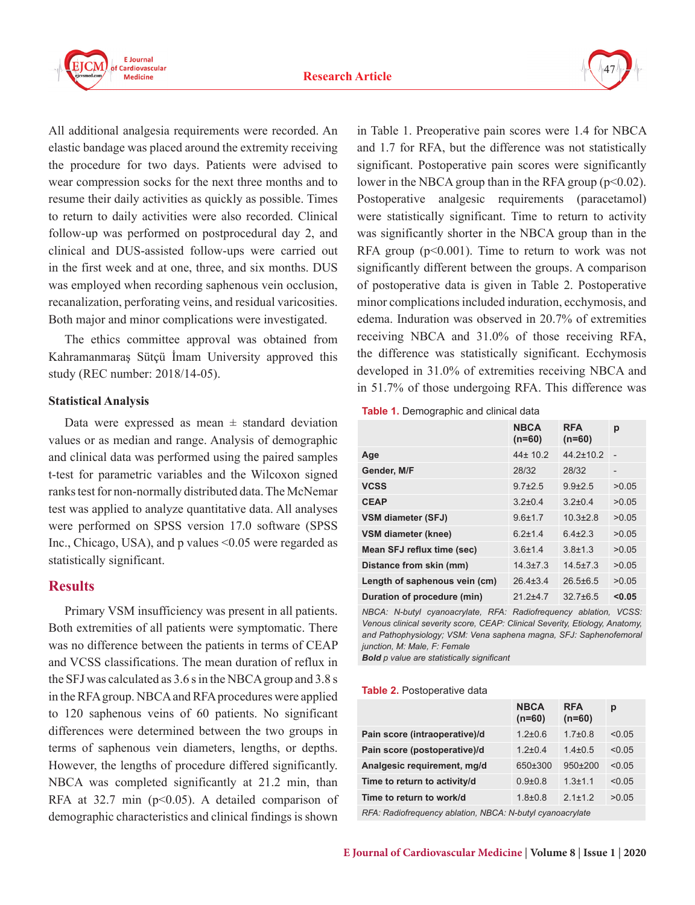All additional analgesia requirements were recorded. An elastic bandage was placed around the extremity receiving the procedure for two days. Patients were advised to wear compression socks for the next three months and to resume their daily activities as quickly as possible. Times to return to daily activities were also recorded. Clinical follow-up was performed on postprocedural day 2, and clinical and DUS-assisted follow-ups were carried out in the first week and at one, three, and six months. DUS was employed when recording saphenous vein occlusion, recanalization, perforating veins, and residual varicosities. Both major and minor complications were investigated.

The ethics committee approval was obtained from Kahramanmaraş Sütçü İmam University approved this study (REC number: 2018/14-05).

### Statistical Analysis

Data were expressed as mean ± standard deviation values or as median and range. Analysis of demographic and clinical data was performed using the paired samples t-test for parametric variables and the Wilcoxon signed ranks test for non-normally distributed data. The McNemar test was applied to analyze quantitative data. All analyses were performed on SPSS version 17.0 software (SPSS Inc., Chicago, USA), and p values <0.05 were regarded as statistically significant.

## Results

Primary VSM insufficiency was present in all patients. Both extremities of all patients were symptomatic. There was no difference between the patients in terms of CEAP and VCSS classifications. The mean duration of reflux in the SFJ was calculated as 3.6 s in the NBCA group and 3.8 s in the RFA group. NBCA and RFA procedures were applied to 120 saphenous veins of 60 patients. No significant differences were determined between the two groups in terms of saphenous vein diameters, lengths, or depths. However, the lengths of procedure differed significantly. NBCA was completed significantly at 21.2 min, than RFA at 32.7 min ($p<0.05$). A detailed comparison of demographic characteristics and clinical findings is shown in Table 1. Preoperative pain scores were 1.4 for NBCA and 1.7 for RFA, but the difference was not statistically significant. Postoperative pain scores were significantly lower in the NBCA group than in the RFA group ($p<0.02$). Postoperative analgesic requirements (paracetamol) were statistically significant. Time to return to activity was significantly shorter in the NBCA group than in the RFA group ($p<0.001$). Time to return to work was not significantly different between the groups. A comparison of postoperative data is given in Table 2. Postoperative minor complications included induration, ecchymosis, and edema. Induration was observed in 20.7% of extremities receiving NBCA and 31.0% of those receiving RFA, the difference was statistically significant. Ecchymosis developed in 31.0% of extremities receiving NBCA and in 51.7% of those undergoing RFA. This difference was

**Table 1.** Demographic and clinical data

| | NBCA (n=60) | RFA (n=60) | p |
|---|---|---|---|
| **Age** | 44± 10.2 | 44.2±10.2 | - |
| **Gender, M/F** | 28/32 | 28/32 | - |
| **VCSS** | 9.7±2.5 | 9.9±2.5 | >0.05 |
| **CEAP** | 3.2±0.4 | 3.2±0.4 | >0.05 |
| **VSM diameter (SFJ)** | 9.6±1.7 | 10.3±2.8 | >0.05 |
| **VSM diameter (knee)** | 6.2±1.4 | 6.4±2.3 | >0.05 |
| **Mean SFJ reflux time (sec)** | 3.6±1.4 | 3.8±1.3 | >0.05 |
| **Distance from skin (mm)** | 14.3±7.3 | 14.5±7.3 | >0.05 |
| **Length of saphenous vein (cm)** | 26.4±3.4 | 26.5±6.5 | >0.05 |
| **Duration of procedure (min)** | 21.2±4.7 | 32.7±6.5 | **<0.05** |

*NBCA: N-butyl cyanoacrylate, RFA: Radiofrequency ablation, VCSS: Venous clinical severity score, CEAP: Clinical Severity, Etiology, Anatomy, and Pathophysiology; VSM: Vena saphena magna, SFJ: Saphenofemoral junction, M: Male, F: Female*
***Bold** p value are statistically significant*

**Table 2.** Postoperative data

| | NBCA (n=60) | RFA (n=60) | p |
|---|---|---|---|
| **Pain score (intraoperative)/d** | 1.2±0.6 | 1.7±0.8 | <0.05 |
| **Pain score (postoperative)/d** | 1.2±0.4 | 1.4±0.5 | <0.05 |
| **Analgesic requirement, mg/d** | 650±300 | 950±200 | <0.05 |
| **Time to return to activity/d** | 0.9±0.8 | 1.3±1.1 | <0.05 |
| **Time to return to work/d** | 1.8±0.8 | 2.1±1.2 | >0.05 |

*RFA: Radiofrequency ablation, NBCA: N-butyl cyanoacrylate*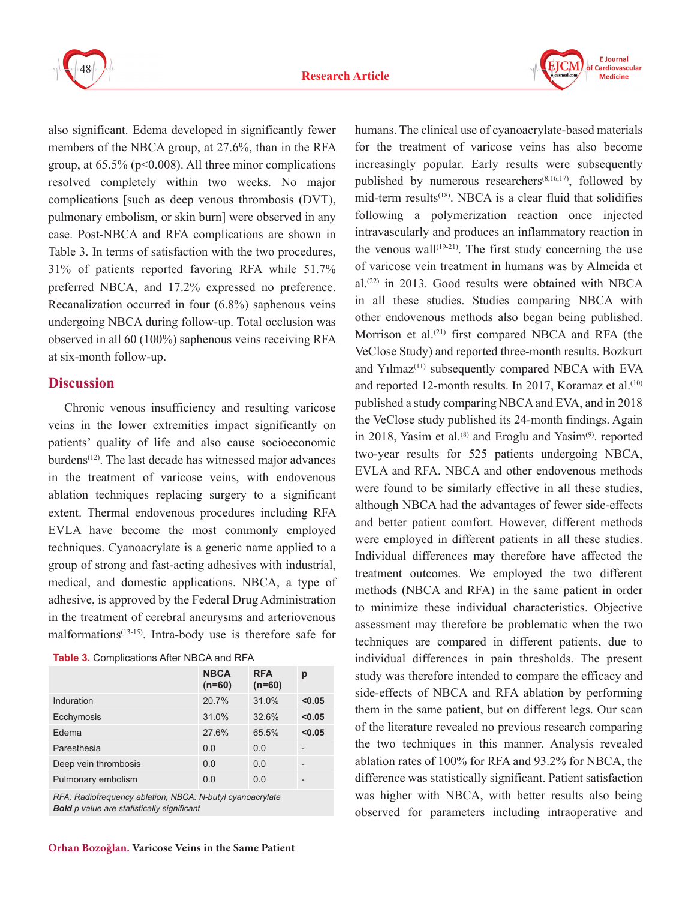also significant. Edema developed in significantly fewer members of the NBCA group, at 27.6%, than in the RFA group, at 65.5% (p<0.008). All three minor complications resolved completely within two weeks. No major complications [such as deep venous thrombosis (DVT), pulmonary embolism, or skin burn] were observed in any case. Post-NBCA and RFA complications are shown in Table 3. In terms of satisfaction with the two procedures, 31% of patients reported favoring RFA while 51.7% preferred NBCA, and 17.2% expressed no preference. Recanalization occurred in four (6.8%) saphenous veins undergoing NBCA during follow-up. Total occlusion was observed in all 60 (100%) saphenous veins receiving RFA at six-month follow-up.

## Discussion

Chronic venous insufficiency and resulting varicose veins in the lower extremities impact significantly on patients' quality of life and also cause socioeconomic burdens[12]. The last decade has witnessed major advances in the treatment of varicose veins, with endovenous ablation techniques replacing surgery to a significant extent. Thermal endovenous procedures including RFA EVLA have become the most commonly employed techniques. Cyanoacrylate is a generic name applied to a group of strong and fast-acting adhesives with industrial, medical, and domestic applications. NBCA, a type of adhesive, is approved by the Federal Drug Administration in the treatment of cerebral aneurysms and arteriovenous malformations[13-15]. Intra-body use is therefore safe for humans. The clinical use of cyanoacrylate-based materials for the treatment of varicose veins has also become increasingly popular. Early results were subsequently published by numerous researchers[8,16,17], followed by mid-term results[18]. NBCA is a clear fluid that solidifies following a polymerization reaction once injected intravascularly and produces an inflammatory reaction in the venous wall[19-21]. The first study concerning the use of varicose vein treatment in humans was by Almeida et al.[22] in 2013. Good results were obtained with NBCA in all these studies. Studies comparing NBCA with other endovenous methods also began being published. Morrison et al.[21] first compared NBCA and RFA (the VeClose Study) and reported three-month results. Bozkurt and Yılmaz[11] subsequently compared NBCA with EVA and reported 12-month results. In 2017, Koramaz et al.[10] published a study comparing NBCA and EVA, and in 2018 the VeClose study published its 24-month findings. Again in 2018, Yasim et al.[8] and Eroglu and Yasim[9]. reported two-year results for 525 patients undergoing NBCA, EVLA and RFA. NBCA and other endovenous methods were found to be similarly effective in all these studies, although NBCA had the advantages of fewer side-effects and better patient comfort. However, different methods were employed in different patients in all these studies. Individual differences may therefore have affected the treatment outcomes. We employed the two different methods (NBCA and RFA) in the same patient in order to minimize these individual characteristics. Objective assessment may therefore be problematic when the two techniques are compared in different patients, due to individual differences in pain thresholds. The present study was therefore intended to compare the efficacy and side-effects of NBCA and RFA ablation by performing them in the same patient, but on different legs. Our scan of the literature revealed no previous research comparing the two techniques in this manner. Analysis revealed ablation rates of 100% for RFA and 93.2% for NBCA, the difference was statistically significant. Patient satisfaction was higher with NBCA, with better results also being observed for parameters including intraoperative and

**Table 3.** Complications After NBCA and RFA

| | NBCA (n=60) | RFA (n=60) | p |
|---|---|---|---|
| Induration | 20.7% | 31.0% | **<0.05** |
| Ecchymosis | 31.0% | 32.6% | **<0.05** |
| Edema | 27.6% | 65.5% | **<0.05** |
| Paresthesia | 0.0 | 0.0 | - |
| Deep vein thrombosis | 0.0 | 0.0 | - |
| Pulmonary embolism | 0.0 | 0.0 | - |

*RFA: Radiofrequency ablation, NBCA: N-butyl cyanoacrylate*
***Bold** p value are statistically significant*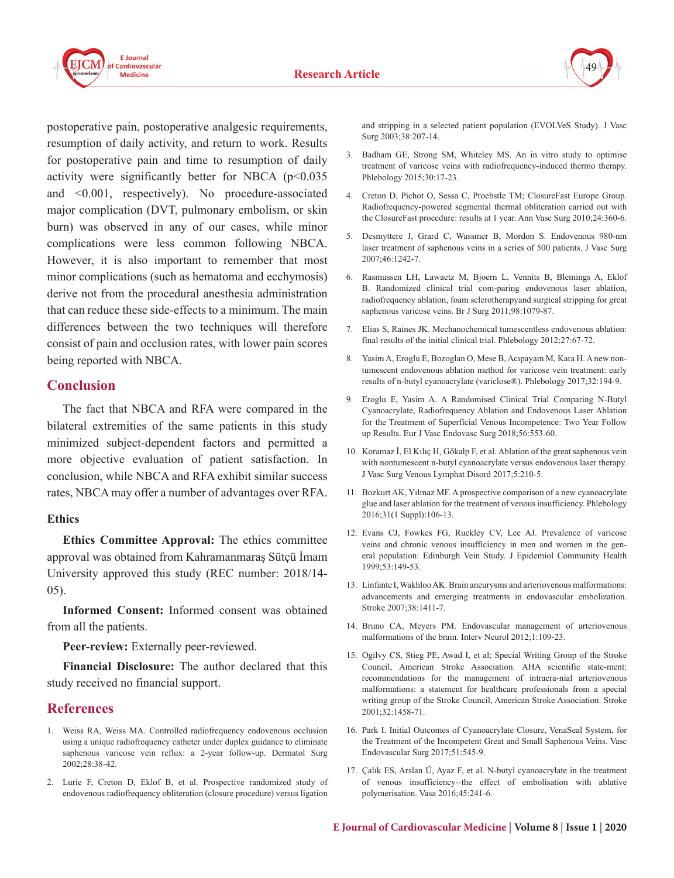postoperative pain, postoperative analgesic requirements, resumption of daily activity, and return to work. Results for postoperative pain and time to resumption of daily activity were significantly better for NBCA ($p<0.035$ and $<0.001$, respectively). No procedure-associated major complication (DVT, pulmonary embolism, or skin burn) was observed in any of our cases, while minor complications were less common following NBCA. However, it is also important to remember that most minor complications (such as hematoma and ecchymosis) derive not from the procedural anesthesia administration that can reduce these side-effects to a minimum. The main differences between the two techniques will therefore consist of pain and occlusion rates, with lower pain scores being reported with NBCA.

## Conclusion

The fact that NBCA and RFA were compared in the bilateral extremities of the same patients in this study minimized subject-dependent factors and permitted a more objective evaluation of patient satisfaction. In conclusion, while NBCA and RFA exhibit similar success rates, NBCA may offer a number of advantages over RFA.

### Ethics

**Ethics Committee Approval:** The ethics committee approval was obtained from Kahramanmaraş Sütçü İmam University approved this study (REC number: 2018/14-05).

**Informed Consent:** Informed consent was obtained from all the patients.

**Peer-review:** Externally peer-reviewed.

**Financial Disclosure:** The author declared that this study received no financial support.

## References

1. Weiss RA, Weiss MA. Controlled radiofrequency endovenous occlusion using a unique radiofrequency catheter under duplex guidance to eliminate saphenous varicose vein reflux: a 2-year follow-up. Dermatol Surg 2002;28:38-42.
2. Lurie F, Creton D, Eklof B, et al. Prospective randomized study of endovenous radiofrequency obliteration (closure procedure) versus ligation and stripping in a selected patient population (EVOLVeS Study). J Vasc Surg 2003;38:207-14.
3. Badham GE, Strong SM, Whiteley MS. An in vitro study to optimise treatment of varicose veins with radiofrequency-induced thermo therapy. Phlebology 2015;30:17-23.
4. Creton D, Pichot O, Sessa C, Proebstle TM; ClosureFast Europe Group. Radiofrequency-powered segmental thermal obliteration carried out with the ClosureFast procedure: results at 1 year. Ann Vasc Surg 2010;24:360-6.
5. Desmyttere J, Grard C, Wassmer B, Mordon S. Endovenous 980-nm laser treatment of saphenous veins in a series of 500 patients. J Vasc Surg 2007;46:1242-7.
6. Rasmussen LH, Lawaetz M, Bjoern L, Vennits B, Blemings A, Eklof B. Randomized clinical trial com-paring endovenous laser ablation, radiofrequency ablation, foam sclerotherapyand surgical stripping for great saphenous varicose veins. Br J Surg 2011;98:1079-87.
7. Elias S, Raines JK. Mechanochemical tumescentless endovenous ablation: final results of the initial clinical trial. Phlebology 2012;27:67-72.
8. Yasim A, Eroglu E, Bozoglan O, Mese B, Acıpayam M, Kara H. A new non-tumescent endovenous ablation method for varicose vein treatment: early results of n-butyl cyanoacrylate (variclose®). Phlebology 2017;32:194-9.
9. Eroglu E, Yasim A. A Randomised Clinical Trial Comparing N-Butyl Cyanoacrylate, Radiofrequency Ablation and Endovenous Laser Ablation for the Treatment of Superficial Venous Incompetence: Two Year Follow up Results. Eur J Vasc Endovasc Surg 2018;56:553-60.
10. Koramaz İ, El Kılıç H, Gökalp F, et al. Ablation of the great saphenous vein with nontumescent n-butyl cyanoacrylate versus endovenous laser therapy. J Vasc Surg Venous Lymphat Disord 2017;5:210-5.
11. Bozkurt AK, Yılmaz MF. A prospective comparison of a new cyanoacrylate glue and laser ablation for the treatment of venous insufficiency. Phlebology 2016;31(1 Suppl):106-13.
12. Evans CJ, Fowkes FG, Ruckley CV, Lee AJ. Prevalence of varicose veins and chronic venous insufficiency in men and women in the general population: Edinburgh Vein Study. J Epidemiol Community Health 1999;53:149-53.
13. Linfante I, Wakhloo AK. Brain aneurysms and arteriovenous malformations: advancements and emerging treatments in endovascular embolization. Stroke 2007;38:1411-7.
14. Bruno CA, Meyers PM. Endovascular management of arteriovenous malformations of the brain. Interv Neurol 2012;1:109-23.
15. Ogilvy CS, Stieg PE, Awad I, et al; Special Writing Group of the Stroke Council, American Stroke Association. AHA scientific state-ment: recommendations for the management of intracra-nial arteriovenous malformations: a statement for healthcare professionals from a special writing group of the Stroke Council, American Stroke Association. Stroke 2001;32:1458-71.
16. Park I. Initial Outcomes of Cyanoacrylate Closure, VenaSeal System, for the Treatment of the Incompetent Great and Small Saphenous Veins. Vasc Endovascular Surg 2017;51:545-9.
17. Çalık ES, Arslan Ü, Ayaz F, et al. N-butyl cyanoacrylate in the treatment of venous insufficiency--the effect of embolisation with ablative polymerisation. Vasa 2016;45:241-6.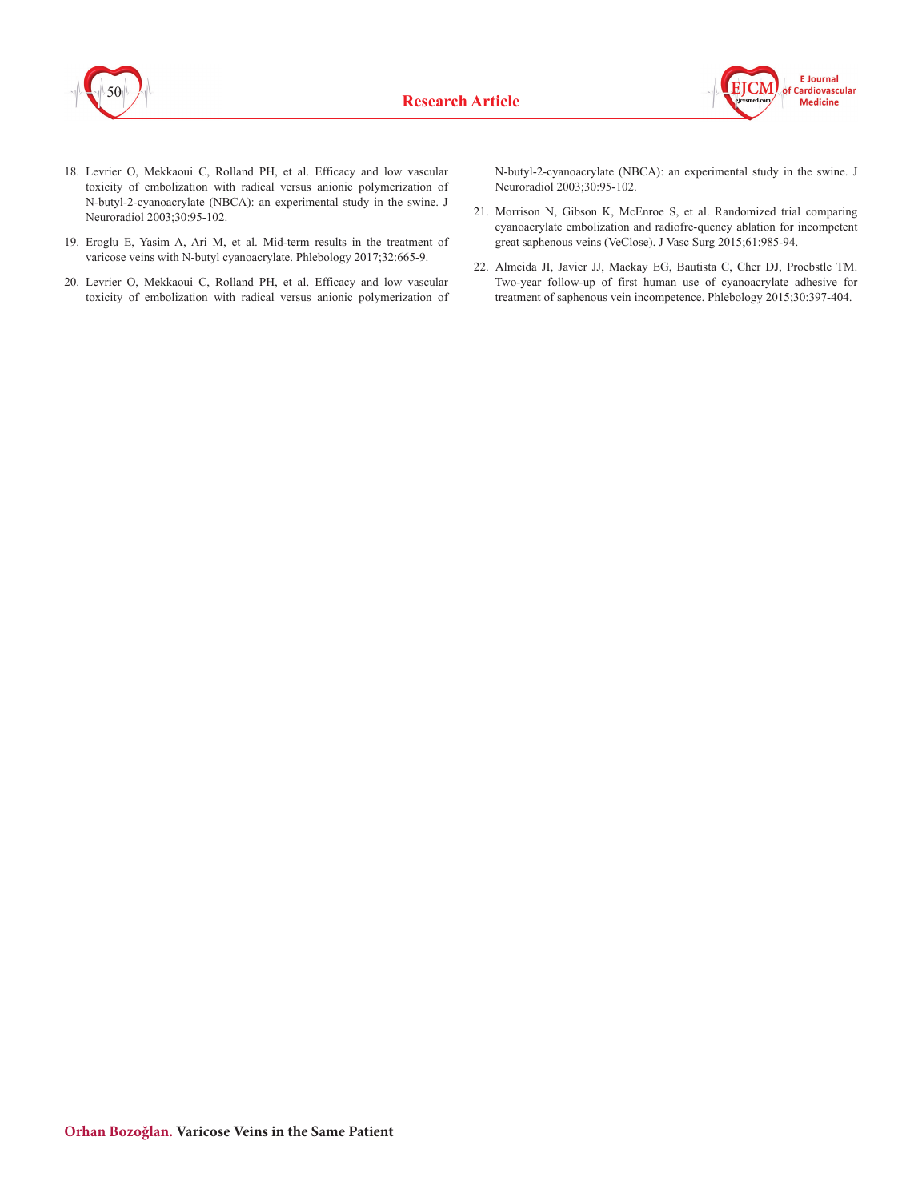18. Levrier O, Mekkaoui C, Rolland PH, et al. Efficacy and low vascular toxicity of embolization with radical versus anionic polymerization of N-butyl-2-cyanoacrylate (NBCA): an experimental study in the swine. J Neuroradiol 2003;30:95-102.

19. Eroglu E, Yasim A, Ari M, et al. Mid-term results in the treatment of varicose veins with N-butyl cyanoacrylate. Phlebology 2017;32:665-9.

20. Levrier O, Mekkaoui C, Rolland PH, et al. Efficacy and low vascular toxicity of embolization with radical versus anionic polymerization of N-butyl-2-cyanoacrylate (NBCA): an experimental study in the swine. J Neuroradiol 2003;30:95-102.

21. Morrison N, Gibson K, McEnroe S, et al. Randomized trial comparing cyanoacrylate embolization and radiofre-quency ablation for incompetent great saphenous veins (VeClose). J Vasc Surg 2015;61:985-94.

22. Almeida JI, Javier JJ, Mackay EG, Bautista C, Cher DJ, Proebstle TM. Two-year follow-up of first human use of cyanoacrylate adhesive for treatment of saphenous vein incompetence. Phlebology 2015;30:397-404.